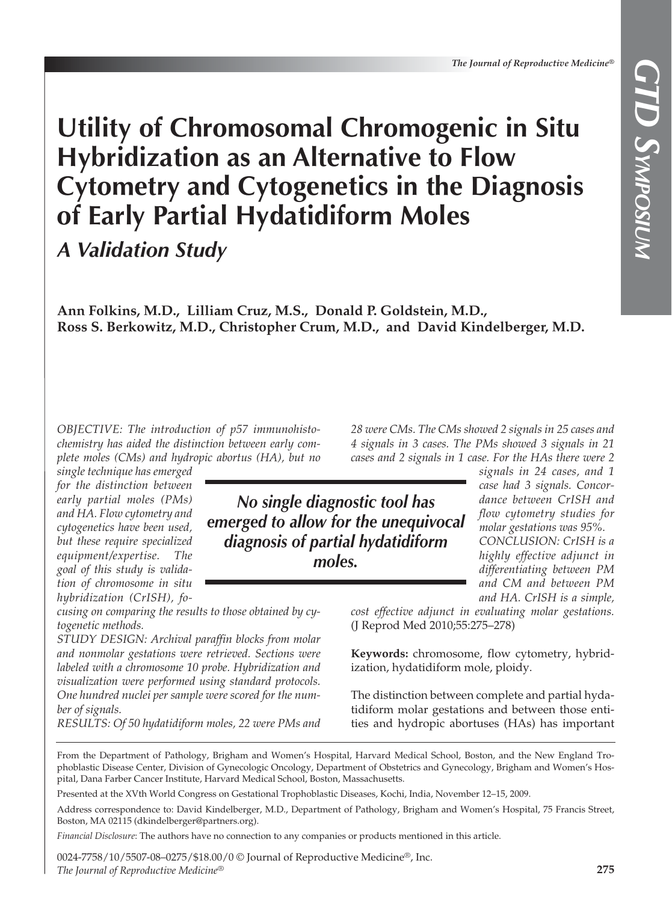# Utility of Chromosomal Chromogenic in Situ Hybridization as an Alternative to Flow Cytometry and Cytogenetics in the Diagnosis of Early Partial Hydatidiform Moles

## *A Validation Study*

**Ann Folkins, M.D., Lilliam Cruz, M.S., Donald P. Goldstein, M.D., Ross S. Berkowitz, M.D., Christopher Crum, M.D., and David Kindelberger, M.D.**

*OBJECTIVE: The introduction of p57 immunohistochemistry has aided the distinction between early complete moles (CMs) and hydropic abortus (HA), but no single technique has emerged for the distinction between early partial moles (PMs) and HA. Flow cytometry and cytogenetics have been used, but these require specialized equipment/expertise. The goal of this study is validation of chromosome in situ hybridization (CrISH), focusing on comparing the results to those obtained by cytogenetic methods.*

*STUDY DESIGN: Archival paraffin blocks from molar and nonmolar gestations were retrieved. Sections were labeled with a chromosome 10 probe. Hybridization and visualization were performed using standard protocols. One hundred nuclei per sample were scored for the number of signals.*

*RESULTS: Of 50 hydatidiform moles, 22 were PMs and 28 were CMs. The CMs showed 2 signals in 25 cases and 4 signals in 3 cases. The PMs showed 3 signals in 21 cases and 2 signals in 1 case. For the HAs there were 2 signals in 24 cases, and 1 case had 3 signals. Concordance between CrISH and flow cytometry studies for molar gestations was 95%.*

*CONCLUSION: CrISH is a highly effective adjunct in differentiating between PM and CM and between PM and HA. CrISH is a simple, cost effective adjunct in evaluating molar gestations.* (J Reprod Med 2010;55:275–278)

**Keywords:** chromosome, flow cytometry, hybridization, hydatidiform mole, ploidy.

> ***No single diagnostic tool has emerged to allow for the unequivocal diagnosis of partial hydatidiform moles.***

The distinction between complete and partial hydatidiform molar gestations and between those entities and hydropic abortuses (HAs) has important

---

From the Department of Pathology, Brigham and Women's Hospital, Harvard Medical School, Boston, and the New England Trophoblastic Disease Center, Division of Gynecologic Oncology, Department of Obstetrics and Gynecology, Brigham and Women's Hospital, Dana Farber Cancer Institute, Harvard Medical School, Boston, Massachusetts.

Presented at the XVth World Congress on Gestational Trophoblastic Diseases, Kochi, India, November 12–15, 2009.

Address correspondence to: David Kindelberger, M.D., Department of Pathology, Brigham and Women's Hospital, 75 Francis Street, Boston, MA 02115 (dkindelberger@partners.org).

*Financial Disclosure*: The authors have no connection to any companies or products mentioned in this article.

0024-7758/10/5507-08–0275/$18.00/0 © Journal of Reproductive Medicine®, Inc.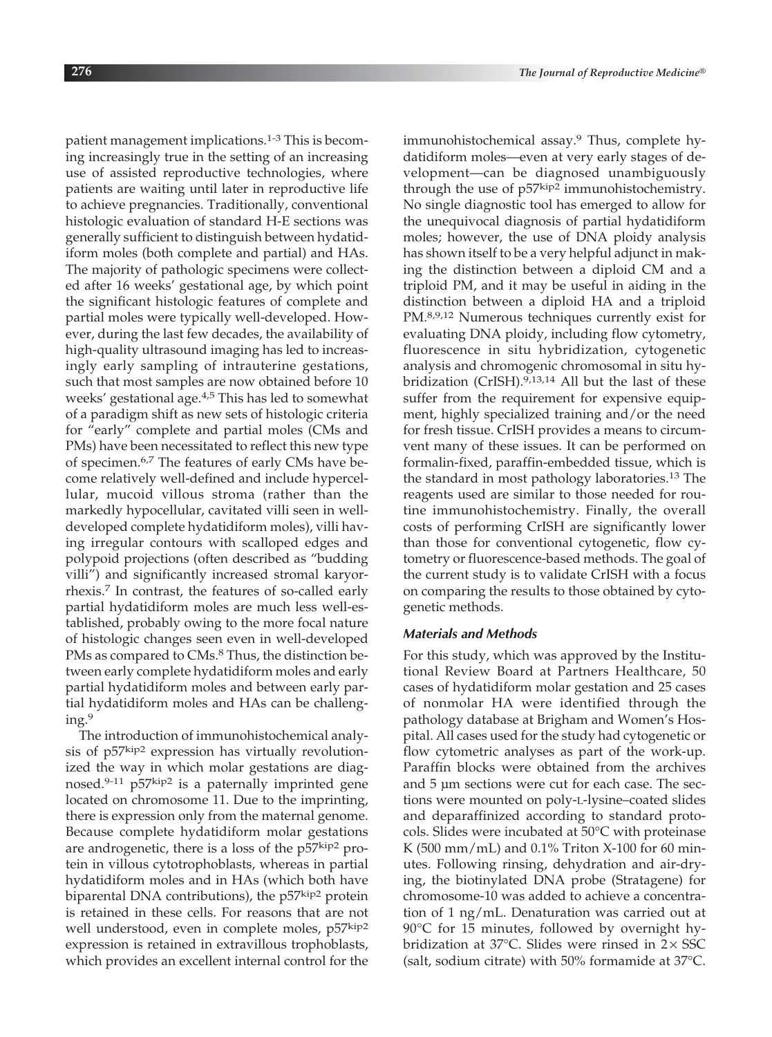patient management implications.[1-3] This is becoming increasingly true in the setting of an increasing use of assisted reproductive technologies, where patients are waiting until later in reproductive life to achieve pregnancies. Traditionally, conventional histologic evaluation of standard H-E sections was generally sufficient to distinguish between hydatidiform moles (both complete and partial) and HAs. The majority of pathologic specimens were collected after 16 weeks' gestational age, by which point the significant histologic features of complete and partial moles were typically well-developed. However, during the last few decades, the availability of high-quality ultrasound imaging has led to increasingly early sampling of intrauterine gestations, such that most samples are now obtained before 10 weeks' gestational age.[4,5] This has led to somewhat of a paradigm shift as new sets of histologic criteria for "early" complete and partial moles (CMs and PMs) have been necessitated to reflect this new type of specimen.[6,7] The features of early CMs have become relatively well-defined and include hypercellular, mucoid villous stroma (rather than the markedly hypocellular, cavitated villi seen in well-developed complete hydatidiform moles), villi having irregular contours with scalloped edges and polypoid projections (often described as "budding villi") and significantly increased stromal karyorrhexis.[7] In contrast, the features of so-called early partial hydatidiform moles are much less well-established, probably owing to the more focal nature of histologic changes seen even in well-developed PMs as compared to CMs.[8] Thus, the distinction between early complete hydatidiform moles and early partial hydatidiform moles and between early partial hydatidiform moles and HAs can be challenging.[9]

The introduction of immunohistochemical analysis of p57kip2 expression has virtually revolutionized the way in which molar gestations are diagnosed.[9-11] p57kip2 is a paternally imprinted gene located on chromosome 11. Due to the imprinting, there is expression only from the maternal genome. Because complete hydatidiform molar gestations are androgenetic, there is a loss of the p57kip2 protein in villous cytotrophoblasts, whereas in partial hydatidiform moles and in HAs (which both have biparental DNA contributions), the p57kip2 protein is retained in these cells. For reasons that are not well understood, even in complete moles, p57kip2 expression is retained in extravillous trophoblasts, which provides an excellent internal control for the immunohistochemical assay.[9] Thus, complete hydatidiform moles—even at very early stages of development—can be diagnosed unambiguously through the use of p57kip2 immunohistochemistry. No single diagnostic tool has emerged to allow for the unequivocal diagnosis of partial hydatidiform moles; however, the use of DNA ploidy analysis has shown itself to be a very helpful adjunct in making the distinction between a diploid CM and a triploid PM, and it may be useful in aiding in the distinction between a diploid HA and a triploid PM.[8,9,12] Numerous techniques currently exist for evaluating DNA ploidy, including flow cytometry, fluorescence in situ hybridization, cytogenetic analysis and chromogenic chromosomal in situ hybridization (CrISH).[9,13,14] All but the last of these suffer from the requirement for expensive equipment, highly specialized training and/or the need for fresh tissue. CrISH provides a means to circumvent many of these issues. It can be performed on formalin-fixed, paraffin-embedded tissue, which is the standard in most pathology laboratories.[13] The reagents used are similar to those needed for routine immunohistochemistry. Finally, the overall costs of performing CrISH are significantly lower than those for conventional cytogenetic, flow cytometry or fluorescence-based methods. The goal of the current study is to validate CrISH with a focus on comparing the results to those obtained by cytogenetic methods.

### Materials and Methods

For this study, which was approved by the Institutional Review Board at Partners Healthcare, 50 cases of hydatidiform molar gestation and 25 cases of nonmolar HA were identified through the pathology database at Brigham and Women's Hospital. All cases used for the study had cytogenetic or flow cytometric analyses as part of the work-up. Paraffin blocks were obtained from the archives and 5 µm sections were cut for each case. The sections were mounted on poly-L-lysine–coated slides and deparaffinized according to standard protocols. Slides were incubated at 50°C with proteinase K (500 mm/mL) and 0.1% Triton X-100 for 60 minutes. Following rinsing, dehydration and air-drying, the biotinylated DNA probe (Stratagene) for chromosome-10 was added to achieve a concentration of 1 ng/mL. Denaturation was carried out at 90°C for 15 minutes, followed by overnight hybridization at 37°C. Slides were rinsed in 2× SSC (salt, sodium citrate) with 50% formamide at 37°C.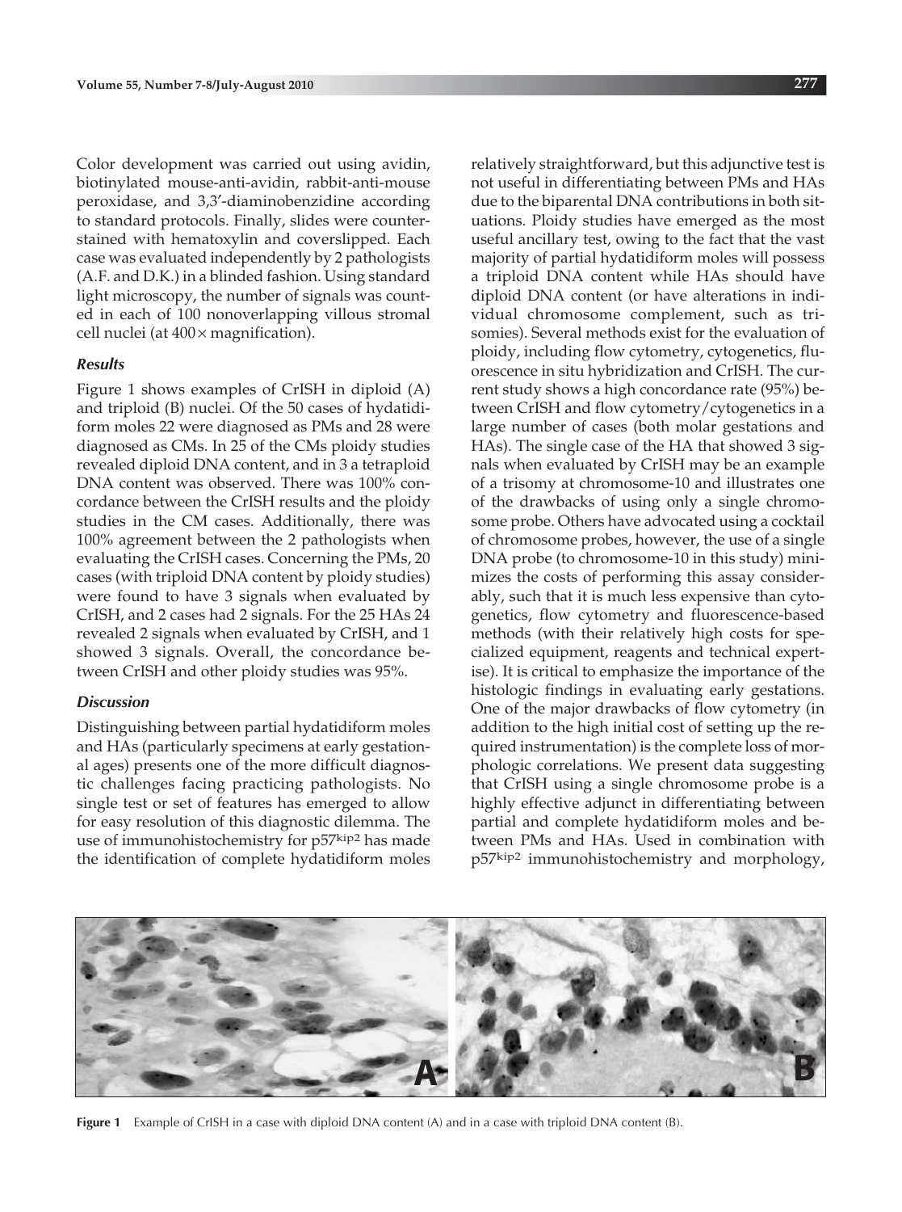Color development was carried out using avidin, biotinylated mouse-anti-avidin, rabbit-anti-mouse peroxidase, and 3,3′-diaminobenzidine according to standard protocols. Finally, slides were counterstained with hematoxylin and coverslipped. Each case was evaluated independently by 2 pathologists (A.F. and D.K.) in a blinded fashion. Using standard light microscopy, the number of signals was counted in each of 100 nonoverlapping villous stromal cell nuclei (at 400× magnification).

### *Results*

Figure 1 shows examples of CrISH in diploid (A) and triploid (B) nuclei. Of the 50 cases of hydatidiform moles 22 were diagnosed as PMs and 28 were diagnosed as CMs. In 25 of the CMs ploidy studies revealed diploid DNA content, and in 3 a tetraploid DNA content was observed. There was 100% concordance between the CrISH results and the ploidy studies in the CM cases. Additionally, there was 100% agreement between the 2 pathologists when evaluating the CrISH cases. Concerning the PMs, 20 cases (with triploid DNA content by ploidy studies) were found to have 3 signals when evaluated by CrISH, and 2 cases had 2 signals. For the 25 HAs 24 revealed 2 signals when evaluated by CrISH, and 1 showed 3 signals. Overall, the concordance between CrISH and other ploidy studies was 95%.

### *Discussion*

Distinguishing between partial hydatidiform moles and HAs (particularly specimens at early gestational ages) presents one of the more difficult diagnostic challenges facing practicing pathologists. No single test or set of features has emerged to allow for easy resolution of this diagnostic dilemma. The use of immunohistochemistry for p57$^{kip2}$ has made the identification of complete hydatidiform moles relatively straightforward, but this adjunctive test is not useful in differentiating between PMs and HAs due to the biparental DNA contributions in both situations. Ploidy studies have emerged as the most useful ancillary test, owing to the fact that the vast majority of partial hydatidiform moles will possess a triploid DNA content while HAs should have diploid DNA content (or have alterations in individual chromosome complement, such as trisomies). Several methods exist for the evaluation of ploidy, including flow cytometry, cytogenetics, fluorescence in situ hybridization and CrISH. The current study shows a high concordance rate (95%) between CrISH and flow cytometry/cytogenetics in a large number of cases (both molar gestations and HAs). The single case of the HA that showed 3 signals when evaluated by CrISH may be an example of a trisomy at chromosome-10 and illustrates one of the drawbacks of using only a single chromosome probe. Others have advocated using a cocktail of chromosome probes, however, the use of a single DNA probe (to chromosome-10 in this study) minimizes the costs of performing this assay considerably, such that it is much less expensive than cytogenetics, flow cytometry and fluorescence-based methods (with their relatively high costs for specialized equipment, reagents and technical expertise). It is critical to emphasize the importance of the histologic findings in evaluating early gestations. One of the major drawbacks of flow cytometry (in addition to the high initial cost of setting up the required instrumentation) is the complete loss of morphologic correlations. We present data suggesting that CrISH using a single chromosome probe is a highly effective adjunct in differentiating between partial and complete hydatidiform moles and between PMs and HAs. Used in combination with p57$^{kip2}$ immunohistochemistry and morphology,

**Figure 1** Example of CrISH in a case with diploid DNA content (A) and in a case with triploid DNA content (B).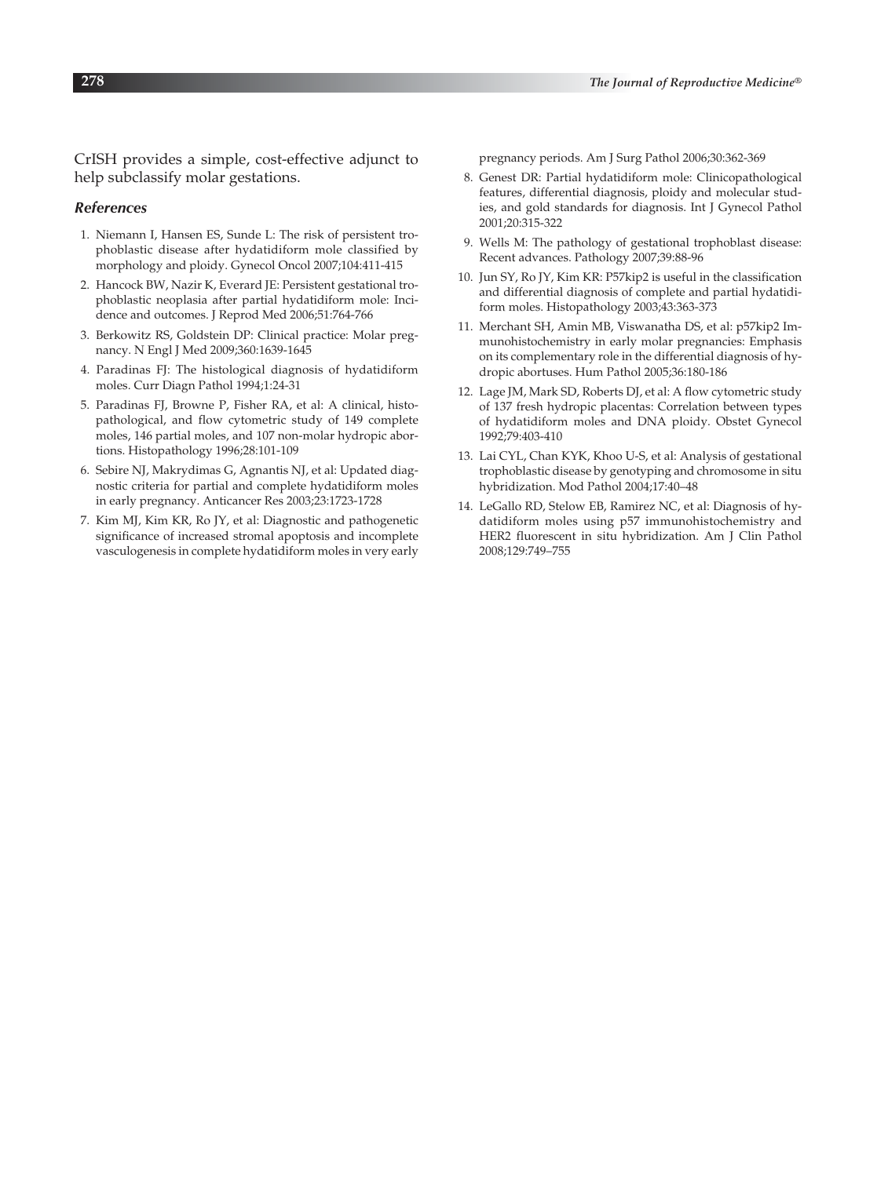CrISH provides a simple, cost-effective adjunct to help subclassify molar gestations.

### *References*

1. Niemann I, Hansen ES, Sunde L: The risk of persistent trophoblastic disease after hydatidiform mole classified by morphology and ploidy. Gynecol Oncol 2007;104:411-415
2. Hancock BW, Nazir K, Everard JE: Persistent gestational trophoblastic neoplasia after partial hydatidiform mole: Incidence and outcomes. J Reprod Med 2006;51:764-766
3. Berkowitz RS, Goldstein DP: Clinical practice: Molar pregnancy. N Engl J Med 2009;360:1639-1645
4. Paradinas FJ: The histological diagnosis of hydatidiform moles. Curr Diagn Pathol 1994;1:24-31
5. Paradinas FJ, Browne P, Fisher RA, et al: A clinical, histopathological, and flow cytometric study of 149 complete moles, 146 partial moles, and 107 non-molar hydropic abortions. Histopathology 1996;28:101-109
6. Sebire NJ, Makrydimas G, Agnantis NJ, et al: Updated diagnostic criteria for partial and complete hydatidiform moles in early pregnancy. Anticancer Res 2003;23:1723-1728
7. Kim MJ, Kim KR, Ro JY, et al: Diagnostic and pathogenetic significance of increased stromal apoptosis and incomplete vasculogenesis in complete hydatidiform moles in very early pregnancy periods. Am J Surg Pathol 2006;30:362-369
8. Genest DR: Partial hydatidiform mole: Clinicopathological features, differential diagnosis, ploidy and molecular studies, and gold standards for diagnosis. Int J Gynecol Pathol 2001;20:315-322
9. Wells M: The pathology of gestational trophoblast disease: Recent advances. Pathology 2007;39:88-96
10. Jun SY, Ro JY, Kim KR: P57kip2 is useful in the classification and differential diagnosis of complete and partial hydatidiform moles. Histopathology 2003;43:363-373
11. Merchant SH, Amin MB, Viswanatha DS, et al: p57kip2 Immunohistochemistry in early molar pregnancies: Emphasis on its complementary role in the differential diagnosis of hydropic abortuses. Hum Pathol 2005;36:180-186
12. Lage JM, Mark SD, Roberts DJ, et al: A flow cytometric study of 137 fresh hydropic placentas: Correlation between types of hydatidiform moles and DNA ploidy. Obstet Gynecol 1992;79:403-410
13. Lai CYL, Chan KYK, Khoo U-S, et al: Analysis of gestational trophoblastic disease by genotyping and chromosome in situ hybridization. Mod Pathol 2004;17:40–48
14. LeGallo RD, Stelow EB, Ramirez NC, et al: Diagnosis of hydatidiform moles using p57 immunohistochemistry and HER2 fluorescent in situ hybridization. Am J Clin Pathol 2008;129:749–755